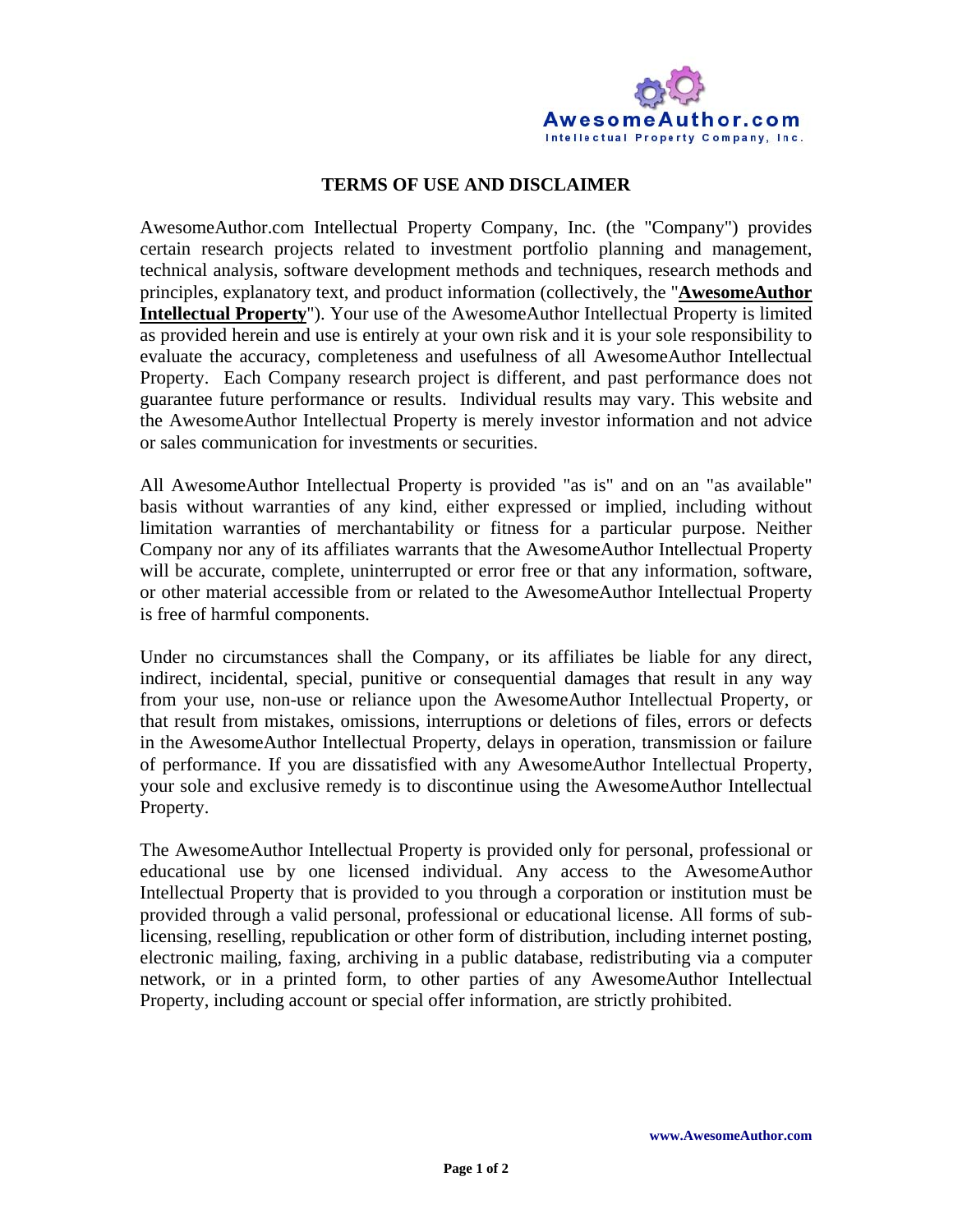AwesomeAuthor.com
Intellectual Property Company, Inc.

# TERMS OF USE AND DISCLAIMER

AwesomeAuthor.com Intellectual Property Company, Inc. (the "Company") provides certain research projects related to investment portfolio planning and management, technical analysis, software development methods and techniques, research methods and principles, explanatory text, and product information (collectively, the "**AwesomeAuthor Intellectual Property**"). Your use of the AwesomeAuthor Intellectual Property is limited as provided herein and use is entirely at your own risk and it is your sole responsibility to evaluate the accuracy, completeness and usefulness of all AwesomeAuthor Intellectual Property. Each Company research project is different, and past performance does not guarantee future performance or results. Individual results may vary. This website and the AwesomeAuthor Intellectual Property is merely investor information and not advice or sales communication for investments or securities.

All AwesomeAuthor Intellectual Property is provided "as is" and on an "as available" basis without warranties of any kind, either expressed or implied, including without limitation warranties of merchantability or fitness for a particular purpose. Neither Company nor any of its affiliates warrants that the AwesomeAuthor Intellectual Property will be accurate, complete, uninterrupted or error free or that any information, software, or other material accessible from or related to the AwesomeAuthor Intellectual Property is free of harmful components.

Under no circumstances shall the Company, or its affiliates be liable for any direct, indirect, incidental, special, punitive or consequential damages that result in any way from your use, non-use or reliance upon the AwesomeAuthor Intellectual Property, or that result from mistakes, omissions, interruptions or deletions of files, errors or defects in the AwesomeAuthor Intellectual Property, delays in operation, transmission or failure of performance. If you are dissatisfied with any AwesomeAuthor Intellectual Property, your sole and exclusive remedy is to discontinue using the AwesomeAuthor Intellectual Property.

The AwesomeAuthor Intellectual Property is provided only for personal, professional or educational use by one licensed individual. Any access to the AwesomeAuthor Intellectual Property that is provided to you through a corporation or institution must be provided through a valid personal, professional or educational license. All forms of sub-licensing, reselling, republication or other form of distribution, including internet posting, electronic mailing, faxing, archiving in a public database, redistributing via a computer network, or in a printed form, to other parties of any AwesomeAuthor Intellectual Property, including account or special offer information, are strictly prohibited.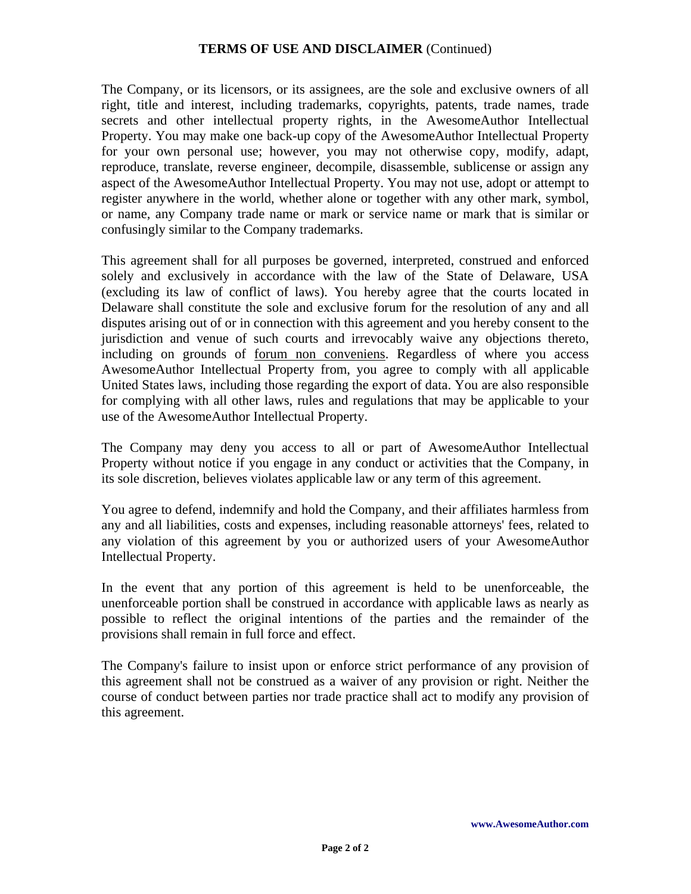**TERMS OF USE AND DISCLAIMER** (Continued)

The Company, or its licensors, or its assignees, are the sole and exclusive owners of all right, title and interest, including trademarks, copyrights, patents, trade names, trade secrets and other intellectual property rights, in the AwesomeAuthor Intellectual Property. You may make one back-up copy of the AwesomeAuthor Intellectual Property for your own personal use; however, you may not otherwise copy, modify, adapt, reproduce, translate, reverse engineer, decompile, disassemble, sublicense or assign any aspect of the AwesomeAuthor Intellectual Property. You may not use, adopt or attempt to register anywhere in the world, whether alone or together with any other mark, symbol, or name, any Company trade name or mark or service name or mark that is similar or confusingly similar to the Company trademarks.

This agreement shall for all purposes be governed, interpreted, construed and enforced solely and exclusively in accordance with the law of the State of Delaware, USA (excluding its law of conflict of laws). You hereby agree that the courts located in Delaware shall constitute the sole and exclusive forum for the resolution of any and all disputes arising out of or in connection with this agreement and you hereby consent to the jurisdiction and venue of such courts and irrevocably waive any objections thereto, including on grounds of forum non conveniens. Regardless of where you access AwesomeAuthor Intellectual Property from, you agree to comply with all applicable United States laws, including those regarding the export of data. You are also responsible for complying with all other laws, rules and regulations that may be applicable to your use of the AwesomeAuthor Intellectual Property.

The Company may deny you access to all or part of AwesomeAuthor Intellectual Property without notice if you engage in any conduct or activities that the Company, in its sole discretion, believes violates applicable law or any term of this agreement.

You agree to defend, indemnify and hold the Company, and their affiliates harmless from any and all liabilities, costs and expenses, including reasonable attorneys' fees, related to any violation of this agreement by you or authorized users of your AwesomeAuthor Intellectual Property.

In the event that any portion of this agreement is held to be unenforceable, the unenforceable portion shall be construed in accordance with applicable laws as nearly as possible to reflect the original intentions of the parties and the remainder of the provisions shall remain in full force and effect.

The Company's failure to insist upon or enforce strict performance of any provision of this agreement shall not be construed as a waiver of any provision or right. Neither the course of conduct between parties nor trade practice shall act to modify any provision of this agreement.